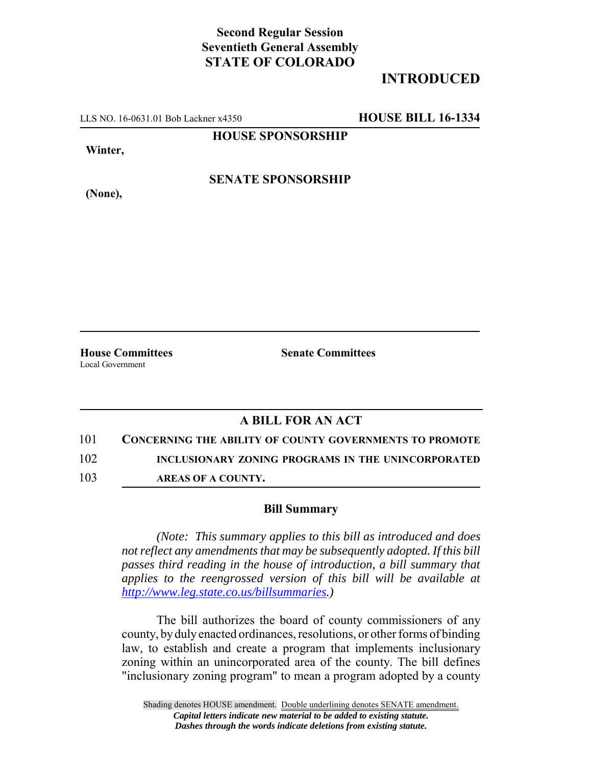**Second Regular Session**
**Seventieth General Assembly**
**STATE OF COLORADO**

# INTRODUCTED

LLS NO. 16-0631.01 Bob Lackner x4350 **HOUSE BILL 16-1334**

**HOUSE SPONSORSHIP**

**Winter,**

**SENATE SPONSORSHIP**

**(None),**

**House Committees**
Local Government

**Senate Committees**

## A BILL FOR AN ACT

101 **CONCERNING THE ABILITY OF COUNTY GOVERNMENTS TO PROMOTE**
102 **INCLUSIONARY ZONING PROGRAMS IN THE UNINCORPORATED**
103 **AREAS OF A COUNTY.**

### Bill Summary

*(Note: This summary applies to this bill as introduced and does not reflect any amendments that may be subsequently adopted. If this bill passes third reading in the house of introduction, a bill summary that applies to the reengrossed version of this bill will be available at http://www.leg.state.co.us/billsummaries.)*

The bill authorizes the board of county commissioners of any county, by duly enacted ordinances, resolutions, or other forms of binding law, to establish and create a program that implements inclusionary zoning within an unincorporated area of the county. The bill defines "inclusionary zoning program" to mean a program adopted by a county

Shading denotes HOUSE amendment. Double underlining denotes SENATE amendment.
*Capital letters indicate new material to be added to existing statute.*
*Dashes through the words indicate deletions from existing statute.*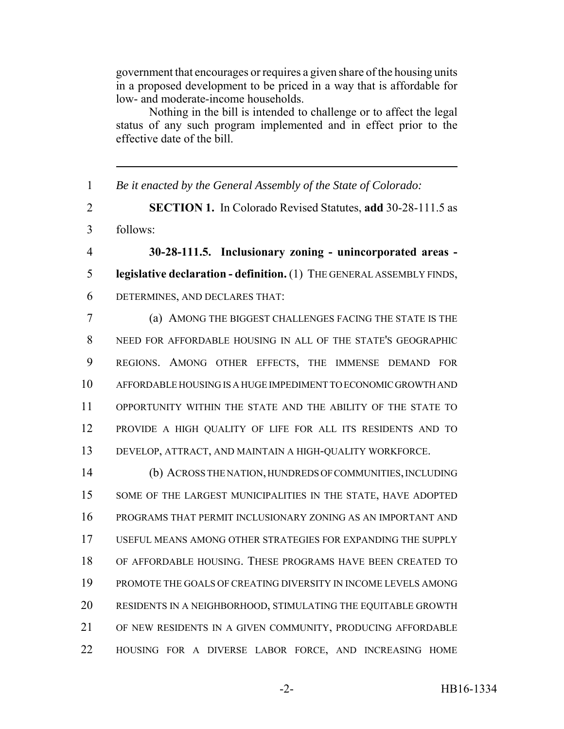government that encourages or requires a given share of the housing units in a proposed development to be priced in a way that is affordable for low- and moderate-income households.

Nothing in the bill is intended to challenge or to affect the legal status of any such program implemented and in effect prior to the effective date of the bill.

---

1 *Be it enacted by the General Assembly of the State of Colorado:*

2 **SECTION 1.** In Colorado Revised Statutes, **add** 30-28-111.5 as
3 follows:

4 **30-28-111.5. Inclusionary zoning - unincorporated areas -**
5 **legislative declaration - definition.** (1) THE GENERAL ASSEMBLY FINDS,
6 DETERMINES, AND DECLARES THAT:

7 (a) AMONG THE BIGGEST CHALLENGES FACING THE STATE IS THE
8 NEED FOR AFFORDABLE HOUSING IN ALL OF THE STATE'S GEOGRAPHIC
9 REGIONS. AMONG OTHER EFFECTS, THE IMMENSE DEMAND FOR
10 AFFORDABLE HOUSING IS A HUGE IMPEDIMENT TO ECONOMIC GROWTH AND
11 OPPORTUNITY WITHIN THE STATE AND THE ABILITY OF THE STATE TO
12 PROVIDE A HIGH QUALITY OF LIFE FOR ALL ITS RESIDENTS AND TO
13 DEVELOP, ATTRACT, AND MAINTAIN A HIGH-QUALITY WORKFORCE.

14 (b) ACROSS THE NATION, HUNDREDS OF COMMUNITIES, INCLUDING
15 SOME OF THE LARGEST MUNICIPALITIES IN THE STATE, HAVE ADOPTED
16 PROGRAMS THAT PERMIT INCLUSIONARY ZONING AS AN IMPORTANT AND
17 USEFUL MEANS AMONG OTHER STRATEGIES FOR EXPANDING THE SUPPLY
18 OF AFFORDABLE HOUSING. THESE PROGRAMS HAVE BEEN CREATED TO
19 PROMOTE THE GOALS OF CREATING DIVERSITY IN INCOME LEVELS AMONG
20 RESIDENTS IN A NEIGHBORHOOD, STIMULATING THE EQUITABLE GROWTH
21 OF NEW RESIDENTS IN A GIVEN COMMUNITY, PRODUCING AFFORDABLE
22 HOUSING FOR A DIVERSE LABOR FORCE, AND INCREASING HOME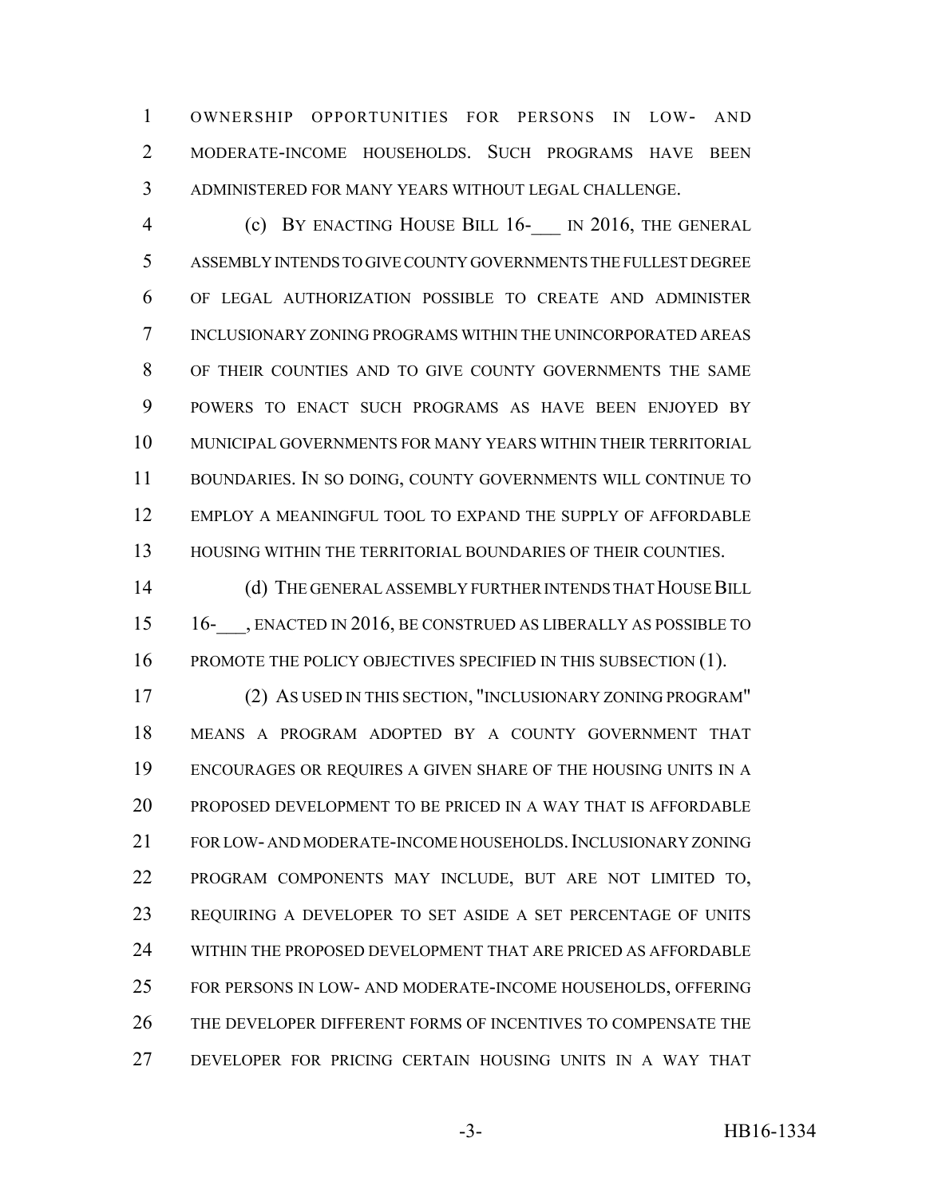OWNERSHIP OPPORTUNITIES FOR PERSONS IN LOW- AND MODERATE-INCOME HOUSEHOLDS. SUCH PROGRAMS HAVE BEEN ADMINISTERED FOR MANY YEARS WITHOUT LEGAL CHALLENGE.

(c) BY ENACTING HOUSE BILL 16-___ IN 2016, THE GENERAL ASSEMBLY INTENDS TO GIVE COUNTY GOVERNMENTS THE FULLEST DEGREE OF LEGAL AUTHORIZATION POSSIBLE TO CREATE AND ADMINISTER INCLUSIONARY ZONING PROGRAMS WITHIN THE UNINCORPORATED AREAS OF THEIR COUNTIES AND TO GIVE COUNTY GOVERNMENTS THE SAME POWERS TO ENACT SUCH PROGRAMS AS HAVE BEEN ENJOYED BY MUNICIPAL GOVERNMENTS FOR MANY YEARS WITHIN THEIR TERRITORIAL BOUNDARIES. IN SO DOING, COUNTY GOVERNMENTS WILL CONTINUE TO EMPLOY A MEANINGFUL TOOL TO EXPAND THE SUPPLY OF AFFORDABLE HOUSING WITHIN THE TERRITORIAL BOUNDARIES OF THEIR COUNTIES.

(d) THE GENERAL ASSEMBLY FURTHER INTENDS THAT HOUSE BILL 16-___, ENACTED IN 2016, BE CONSTRUED AS LIBERALLY AS POSSIBLE TO PROMOTE THE POLICY OBJECTIVES SPECIFIED IN THIS SUBSECTION (1).

(2) AS USED IN THIS SECTION, "INCLUSIONARY ZONING PROGRAM" MEANS A PROGRAM ADOPTED BY A COUNTY GOVERNMENT THAT ENCOURAGES OR REQUIRES A GIVEN SHARE OF THE HOUSING UNITS IN A PROPOSED DEVELOPMENT TO BE PRICED IN A WAY THAT IS AFFORDABLE FOR LOW- AND MODERATE-INCOME HOUSEHOLDS. INCLUSIONARY ZONING PROGRAM COMPONENTS MAY INCLUDE, BUT ARE NOT LIMITED TO, REQUIRING A DEVELOPER TO SET ASIDE A SET PERCENTAGE OF UNITS WITHIN THE PROPOSED DEVELOPMENT THAT ARE PRICED AS AFFORDABLE FOR PERSONS IN LOW- AND MODERATE-INCOME HOUSEHOLDS, OFFERING THE DEVELOPER DIFFERENT FORMS OF INCENTIVES TO COMPENSATE THE DEVELOPER FOR PRICING CERTAIN HOUSING UNITS IN A WAY THAT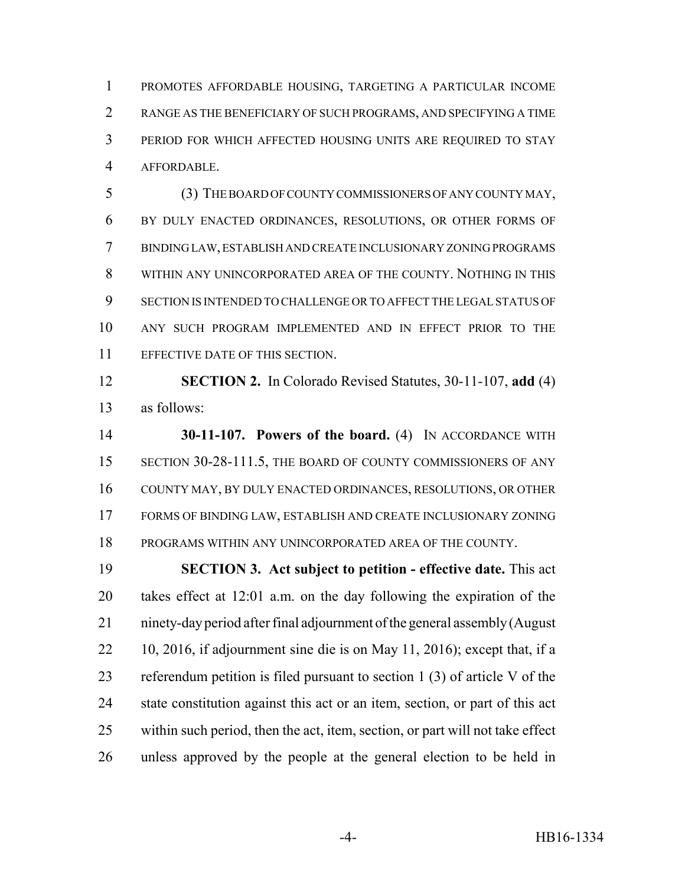PROMOTES AFFORDABLE HOUSING, TARGETING A PARTICULAR INCOME RANGE AS THE BENEFICIARY OF SUCH PROGRAMS, AND SPECIFYING A TIME PERIOD FOR WHICH AFFECTED HOUSING UNITS ARE REQUIRED TO STAY AFFORDABLE.

(3) THE BOARD OF COUNTY COMMISSIONERS OF ANY COUNTY MAY, BY DULY ENACTED ORDINANCES, RESOLUTIONS, OR OTHER FORMS OF BINDING LAW, ESTABLISH AND CREATE INCLUSIONARY ZONING PROGRAMS WITHIN ANY UNINCORPORATED AREA OF THE COUNTY. NOTHING IN THIS SECTION IS INTENDED TO CHALLENGE OR TO AFFECT THE LEGAL STATUS OF ANY SUCH PROGRAM IMPLEMENTED AND IN EFFECT PRIOR TO THE EFFECTIVE DATE OF THIS SECTION.

**SECTION 2.** In Colorado Revised Statutes, 30-11-107, **add** (4) as follows:

**30-11-107. Powers of the board.** (4) IN ACCORDANCE WITH SECTION 30-28-111.5, THE BOARD OF COUNTY COMMISSIONERS OF ANY COUNTY MAY, BY DULY ENACTED ORDINANCES, RESOLUTIONS, OR OTHER FORMS OF BINDING LAW, ESTABLISH AND CREATE INCLUSIONARY ZONING PROGRAMS WITHIN ANY UNINCORPORATED AREA OF THE COUNTY.

**SECTION 3. Act subject to petition - effective date.** This act takes effect at 12:01 a.m. on the day following the expiration of the ninety-day period after final adjournment of the general assembly (August 10, 2016, if adjournment sine die is on May 11, 2016); except that, if a referendum petition is filed pursuant to section 1 (3) of article V of the state constitution against this act or an item, section, or part of this act within such period, then the act, item, section, or part will not take effect unless approved by the people at the general election to be held in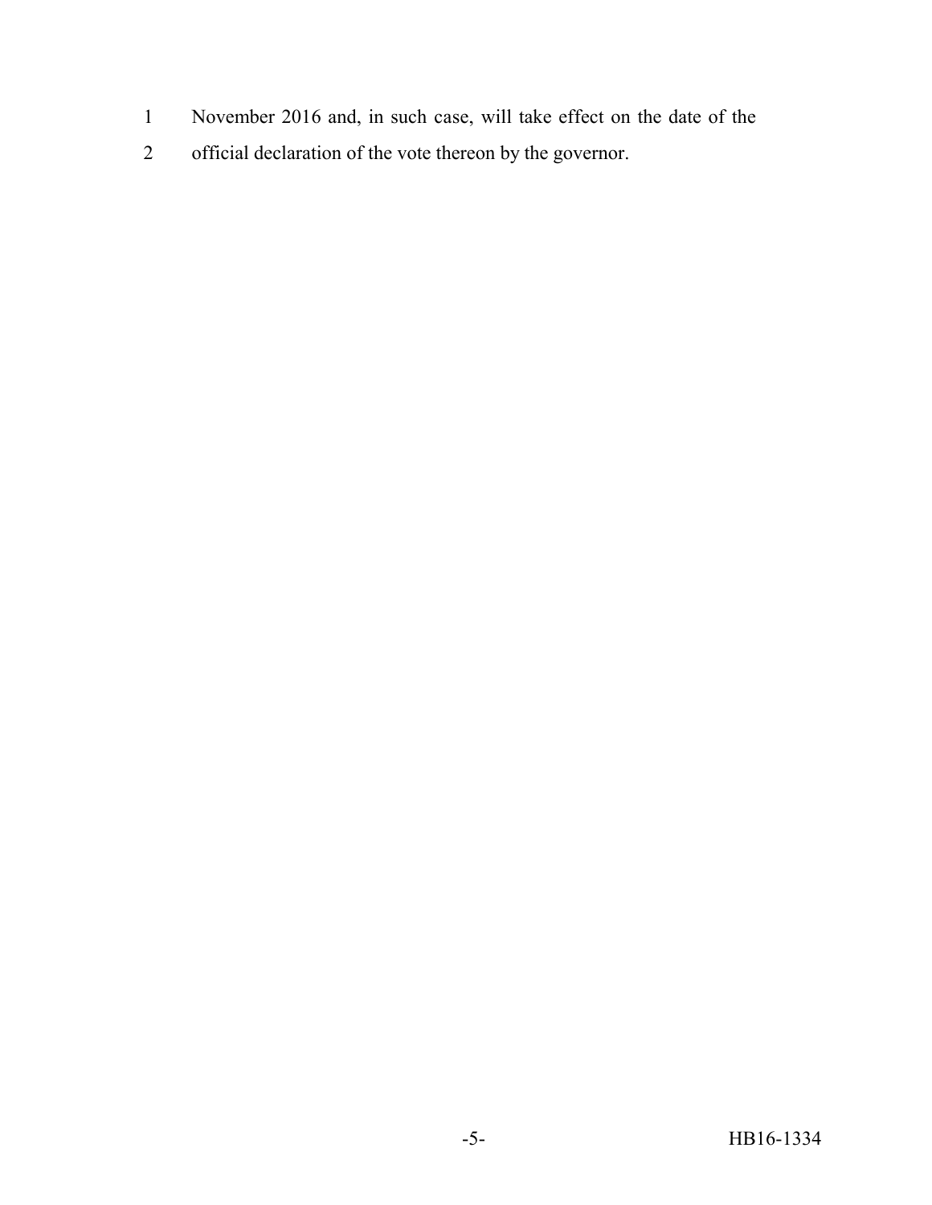November 2016 and, in such case, will take effect on the date of the official declaration of the vote thereon by the governor.